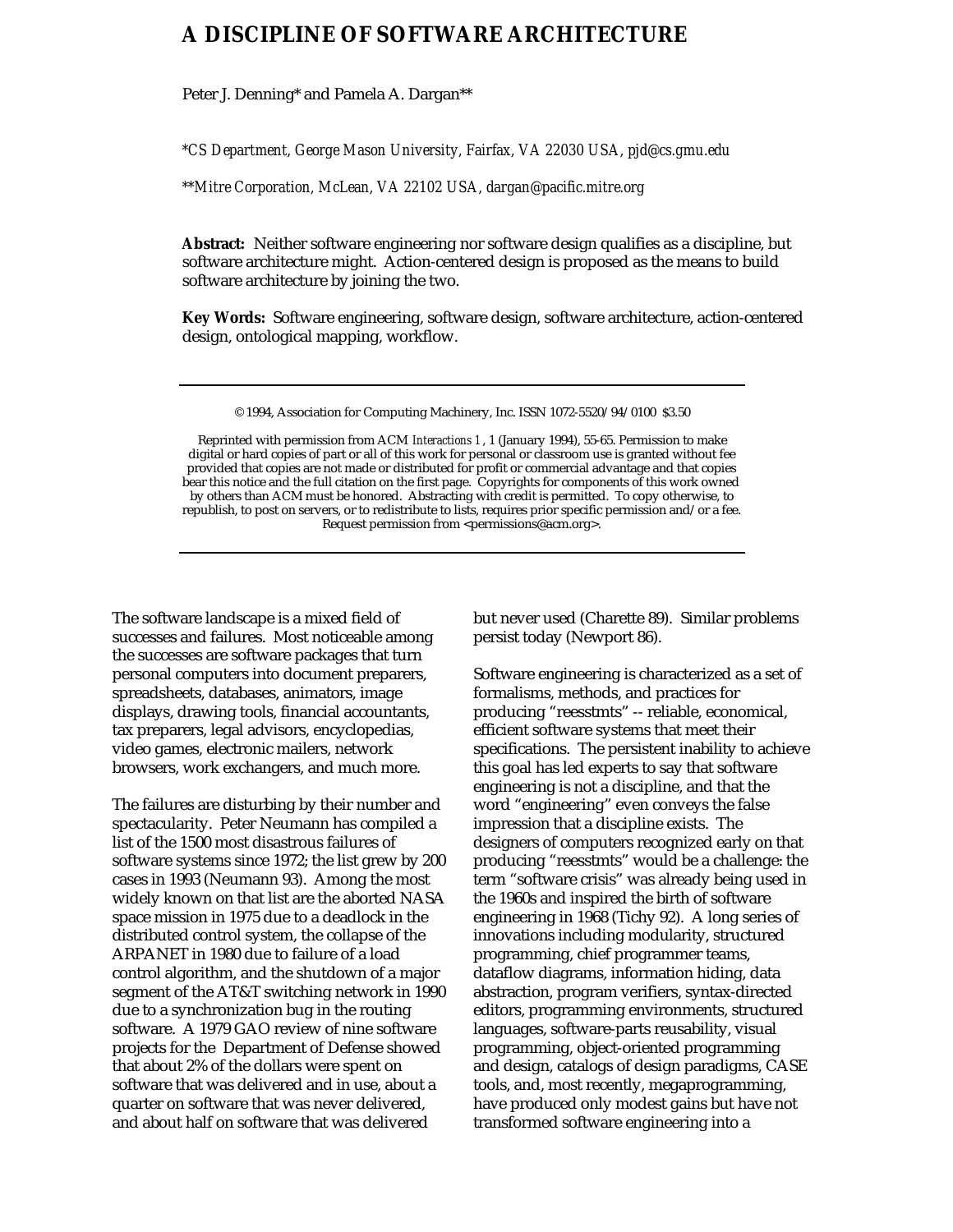# A DISCIPLINE OF SOFTWARE ARCHITECTURE

Peter J. Denning* and Pamela A. Dargan**

*\*CS Department, George Mason University, Fairfax, VA 22030 USA, pjd@cs.gmu.edu*

*\*\*Mitre Corporation, McLean, VA 22102 USA, dargan@pacific.mitre.org*

**Abstract:** Neither software engineering nor software design qualifies as a discipline, but software architecture might. Action-centered design is proposed as the means to build software architecture by joining the two.

**Key Words:** Software engineering, software design, software architecture, action-centered design, ontological mapping, workflow.

---

© 1994, Association for Computing Machinery, Inc. ISSN 1072-5520/94/0100 $3.50

Reprinted with permission from ACM *Interactions 1*, 1 (January 1994), 55-65. Permission to make digital or hard copies of part or all of this work for personal or classroom use is granted without fee provided that copies are not made or distributed for profit or commercial advantage and that copies bear this notice and the full citation on the first page. Copyrights for components of this work owned by others than ACM must be honored. Abstracting with credit is permitted. To copy otherwise, to republish, to post on servers, or to redistribute to lists, requires prior specific permission and/or a fee. Request permission from <permissions@acm.org>.

---

The software landscape is a mixed field of successes and failures. Most noticeable among the successes are software packages that turn personal computers into document preparers, spreadsheets, databases, animators, image displays, drawing tools, financial accountants, tax preparers, legal advisors, encyclopedias, video games, electronic mailers, network browsers, work exchangers, and much more.

The failures are disturbing by their number and spectacularity. Peter Neumann has compiled a list of the 1500 most disastrous failures of software systems since 1972; the list grew by 200 cases in 1993 (Neumann 93). Among the most widely known on that list are the aborted NASA space mission in 1975 due to a deadlock in the distributed control system, the collapse of the ARPANET in 1980 due to failure of a load control algorithm, and the shutdown of a major segment of the AT&T switching network in 1990 due to a synchronization bug in the routing software. A 1979 GAO review of nine software projects for the Department of Defense showed that about 2% of the dollars were spent on software that was delivered and in use, about a quarter on software that was never delivered, and about half on software that was delivered but never used (Charette 89). Similar problems persist today (Newport 86).

Software engineering is characterized as a set of formalisms, methods, and practices for producing "reesstmts" -- reliable, economical, efficient software systems that meet their specifications. The persistent inability to achieve this goal has led experts to say that software engineering is not a discipline, and that the word "engineering" even conveys the false impression that a discipline exists. The designers of computers recognized early on that producing "reesstmts" would be a challenge: the term "software crisis" was already being used in the 1960s and inspired the birth of software engineering in 1968 (Tichy 92). A long series of innovations including modularity, structured programming, chief programmer teams, dataflow diagrams, information hiding, data abstraction, program verifiers, syntax-directed editors, programming environments, structured languages, software-parts reusability, visual programming, object-oriented programming and design, catalogs of design paradigms, CASE tools, and, most recently, megaprogramming, have produced only modest gains but have not transformed software engineering into a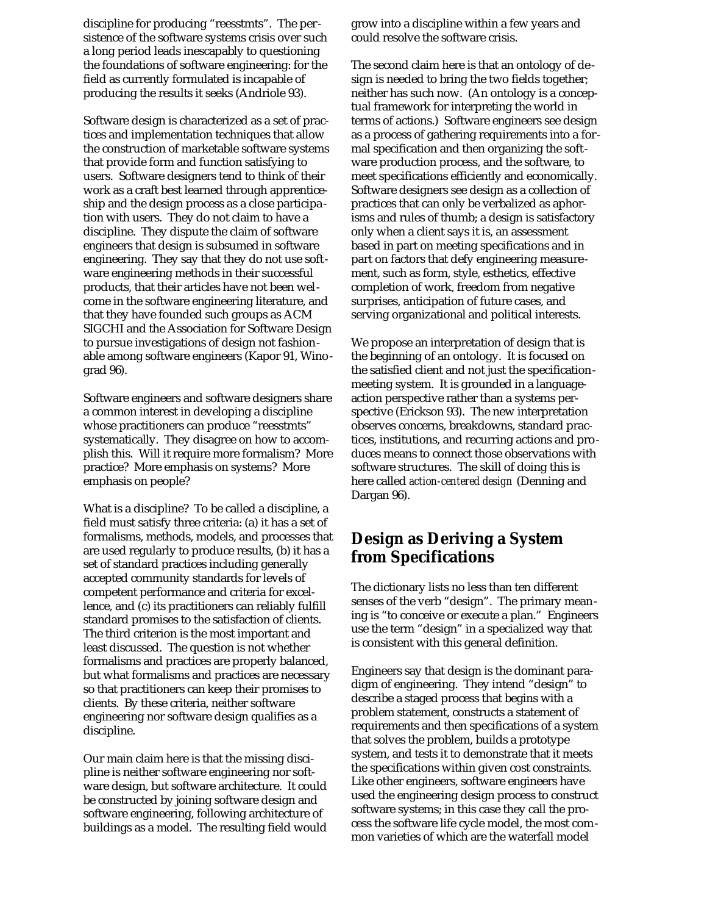discipline for producing "reesstmts". The persistence of the software systems crisis over such a long period leads inescapably to questioning the foundations of software engineering: for the field as currently formulated is incapable of producing the results it seeks (Andriole 93).

Software design is characterized as a set of practices and implementation techniques that allow the construction of marketable software systems that provide form and function satisfying to users. Software designers tend to think of their work as a craft best learned through apprenticeship and the design process as a close participation with users. They do not claim to have a discipline. They dispute the claim of software engineers that design is subsumed in software engineering. They say that they do not use software engineering methods in their successful products, that their articles have not been welcome in the software engineering literature, and that they have founded such groups as ACM SIGCHI and the Association for Software Design to pursue investigations of design not fashionable among software engineers (Kapor 91, Winograd 96).

Software engineers and software designers share a common interest in developing a discipline whose practitioners can produce "reesstmts" systematically. They disagree on how to accomplish this. Will it require more formalism? More practice? More emphasis on systems? More emphasis on people?

What is a discipline? To be called a discipline, a field must satisfy three criteria: (a) it has a set of formalisms, methods, models, and processes that are used regularly to produce results, (b) it has a set of standard practices including generally accepted community standards for levels of competent performance and criteria for excellence, and (c) its practitioners can reliably fulfill standard promises to the satisfaction of clients. The third criterion is the most important and least discussed. The question is not whether formalisms and practices are properly balanced, but what formalisms and practices are necessary so that practitioners can keep their promises to clients. By these criteria, neither software engineering nor software design qualifies as a discipline.

Our main claim here is that the missing discipline is neither software engineering nor software design, but software architecture. It could be constructed by joining software design and software engineering, following architecture of buildings as a model. The resulting field would grow into a discipline within a few years and could resolve the software crisis.

The second claim here is that an ontology of design is needed to bring the two fields together; neither has such now. (An ontology is a conceptual framework for interpreting the world in terms of actions.) Software engineers see design as a process of gathering requirements into a formal specification and then organizing the software production process, and the software, to meet specifications efficiently and economically. Software designers see design as a collection of practices that can only be verbalized as aphorisms and rules of thumb; a design is satisfactory only when a client says it is, an assessment based in part on meeting specifications and in part on factors that defy engineering measurement, such as form, style, esthetics, effective completion of work, freedom from negative surprises, anticipation of future cases, and serving organizational and political interests.

We propose an interpretation of design that is the beginning of an ontology. It is focused on the satisfied client and not just the specification-meeting system. It is grounded in a language-action perspective rather than a systems perspective (Erickson 93). The new interpretation observes concerns, breakdowns, standard practices, institutions, and recurring actions and produces means to connect those observations with software structures. The skill of doing this is here called *action-centered design* (Denning and Dargan 96).

## Design as Deriving a System from Specifications

The dictionary lists no less than ten different senses of the verb "design". The primary meaning is "to conceive or execute a plan." Engineers use the term "design" in a specialized way that is consistent with this general definition.

Engineers say that design is the dominant paradigm of engineering. They intend "design" to describe a staged process that begins with a problem statement, constructs a statement of requirements and then specifications of a system that solves the problem, builds a prototype system, and tests it to demonstrate that it meets the specifications within given cost constraints. Like other engineers, software engineers have used the engineering design process to construct software systems; in this case they call the process the software life cycle model, the most common varieties of which are the waterfall model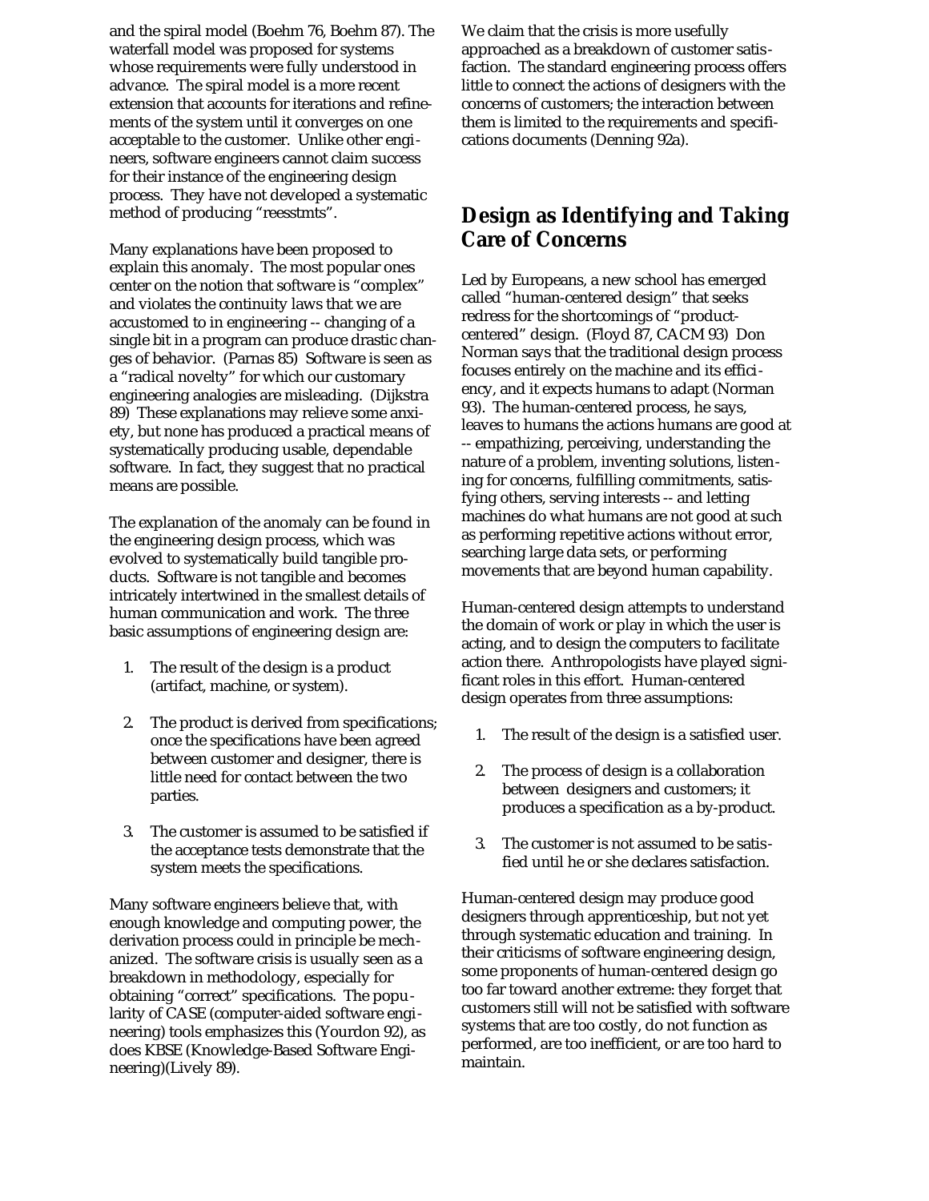and the spiral model (Boehm 76, Boehm 87). The waterfall model was proposed for systems whose requirements were fully understood in advance. The spiral model is a more recent extension that accounts for iterations and refinements of the system until it converges on one acceptable to the customer. Unlike other engineers, software engineers cannot claim success for their instance of the engineering design process. They have not developed a systematic method of producing "reesstmts".

Many explanations have been proposed to explain this anomaly. The most popular ones center on the notion that software is "complex" and violates the continuity laws that we are accustomed to in engineering -- changing of a single bit in a program can produce drastic changes of behavior. (Parnas 85) Software is seen as a "radical novelty" for which our customary engineering analogies are misleading. (Dijkstra 89) These explanations may relieve some anxiety, but none has produced a practical means of systematically producing usable, dependable software. In fact, they suggest that no practical means are possible.

The explanation of the anomaly can be found in the engineering design process, which was evolved to systematically build tangible products. Software is not tangible and becomes intricately intertwined in the smallest details of human communication and work. The three basic assumptions of engineering design are:

1. The result of the design is a product (artifact, machine, or system).
2. The product is derived from specifications; once the specifications have been agreed between customer and designer, there is little need for contact between the two parties.
3. The customer is assumed to be satisfied if the acceptance tests demonstrate that the system meets the specifications.

Many software engineers believe that, with enough knowledge and computing power, the derivation process could in principle be mechanized. The software crisis is usually seen as a breakdown in methodology, especially for obtaining "correct" specifications. The popularity of CASE (computer-aided software engineering) tools emphasizes this (Yourdon 92), as does KBSE (Knowledge-Based Software Engineering)(Lively 89).

We claim that the crisis is more usefully approached as a breakdown of customer satisfaction. The standard engineering process offers little to connect the actions of designers with the concerns of customers; the interaction between them is limited to the requirements and specifications documents (Denning 92a).

## Design as Identifying and Taking Care of Concerns

Led by Europeans, a new school has emerged called "human-centered design" that seeks redress for the shortcomings of "product-centered" design. (Floyd 87, CACM 93) Don Norman says that the traditional design process focuses entirely on the machine and its efficiency, and it expects humans to adapt (Norman 93). The human-centered process, he says, leaves to humans the actions humans are good at -- empathizing, perceiving, understanding the nature of a problem, inventing solutions, listening for concerns, fulfilling commitments, satisfying others, serving interests -- and letting machines do what humans are not good at such as performing repetitive actions without error, searching large data sets, or performing movements that are beyond human capability.

Human-centered design attempts to understand the domain of work or play in which the user is acting, and to design the computers to facilitate action there. Anthropologists have played significant roles in this effort. Human-centered design operates from three assumptions:

1. The result of the design is a satisfied user.
2. The process of design is a collaboration between designers and customers; it produces a specification as a by-product.
3. The customer is not assumed to be satisfied until he or she declares satisfaction.

Human-centered design may produce good designers through apprenticeship, but not yet through systematic education and training. In their criticisms of software engineering design, some proponents of human-centered design go too far toward another extreme: they forget that customers still will not be satisfied with software systems that are too costly, do not function as performed, are too inefficient, or are too hard to maintain.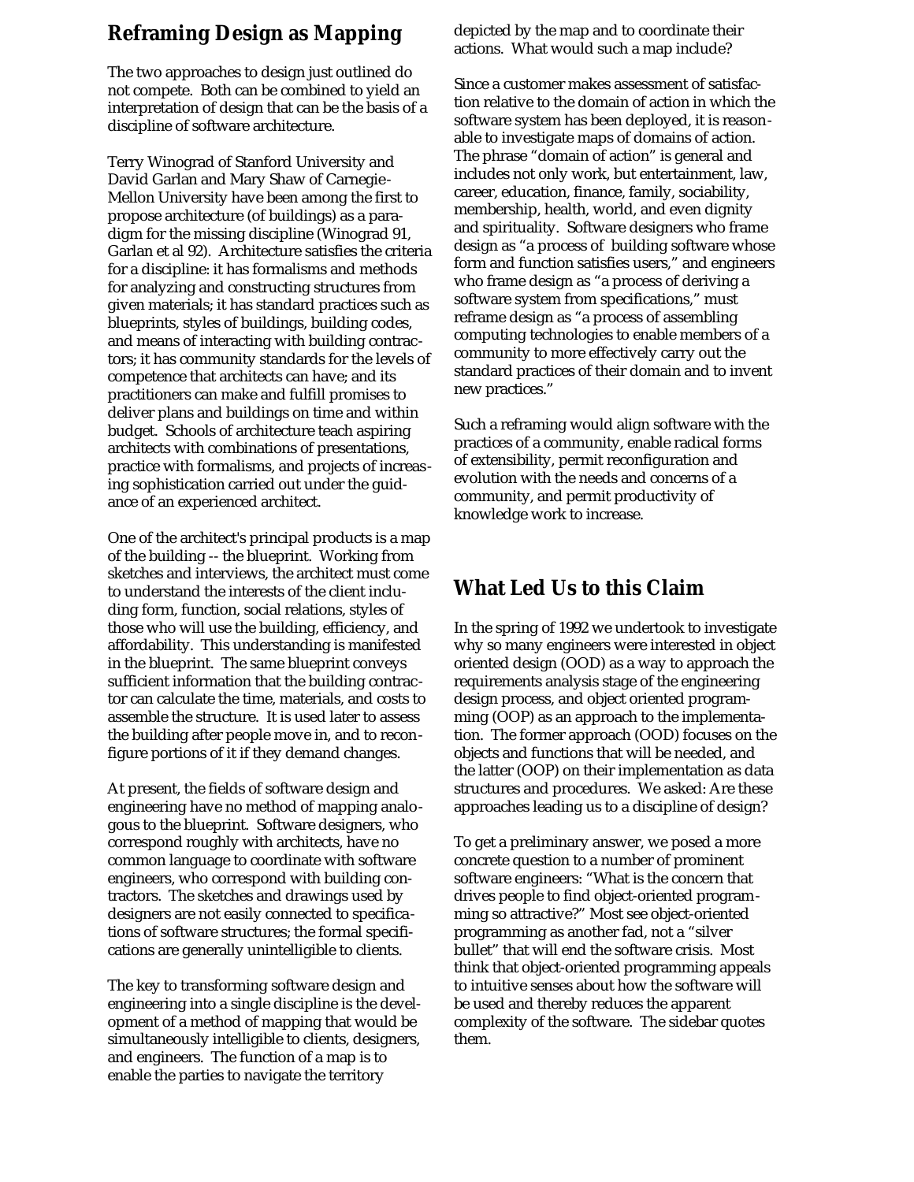## Reframing Design as Mapping

The two approaches to design just outlined do not compete. Both can be combined to yield an interpretation of design that can be the basis of a discipline of software architecture.

Terry Winograd of Stanford University and David Garlan and Mary Shaw of Carnegie-Mellon University have been among the first to propose architecture (of buildings) as a paradigm for the missing discipline (Winograd 91, Garlan et al 92). Architecture satisfies the criteria for a discipline: it has formalisms and methods for analyzing and constructing structures from given materials; it has standard practices such as blueprints, styles of buildings, building codes, and means of interacting with building contractors; it has community standards for the levels of competence that architects can have; and its practitioners can make and fulfill promises to deliver plans and buildings on time and within budget. Schools of architecture teach aspiring architects with combinations of presentations, practice with formalisms, and projects of increasing sophistication carried out under the guidance of an experienced architect.

One of the architect's principal products is a map of the building -- the blueprint. Working from sketches and interviews, the architect must come to understand the interests of the client including form, function, social relations, styles of those who will use the building, efficiency, and affordability. This understanding is manifested in the blueprint. The same blueprint conveys sufficient information that the building contractor can calculate the time, materials, and costs to assemble the structure. It is used later to assess the building after people move in, and to reconfigure portions of it if they demand changes.

At present, the fields of software design and engineering have no method of mapping analogous to the blueprint. Software designers, who correspond roughly with architects, have no common language to coordinate with software engineers, who correspond with building contractors. The sketches and drawings used by designers are not easily connected to specifications of software structures; the formal specifications are generally unintelligible to clients.

The key to transforming software design and engineering into a single discipline is the development of a method of mapping that would be simultaneously intelligible to clients, designers, and engineers. The function of a map is to enable the parties to navigate the territory depicted by the map and to coordinate their actions. What would such a map include?

Since a customer makes assessment of satisfaction relative to the domain of action in which the software system has been deployed, it is reasonable to investigate maps of domains of action. The phrase "domain of action" is general and includes not only work, but entertainment, law, career, education, finance, family, sociability, membership, health, world, and even dignity and spirituality. Software designers who frame design as "a process of building software whose form and function satisfies users," and engineers who frame design as "a process of deriving a software system from specifications," must reframe design as "a process of assembling computing technologies to enable members of a community to more effectively carry out the standard practices of their domain and to invent new practices."

Such a reframing would align software with the practices of a community, enable radical forms of extensibility, permit reconfiguration and evolution with the needs and concerns of a community, and permit productivity of knowledge work to increase.

## What Led Us to this Claim

In the spring of 1992 we undertook to investigate why so many engineers were interested in object oriented design (OOD) as a way to approach the requirements analysis stage of the engineering design process, and object oriented programming (OOP) as an approach to the implementation. The former approach (OOD) focuses on the objects and functions that will be needed, and the latter (OOP) on their implementation as data structures and procedures. We asked: Are these approaches leading us to a discipline of design?

To get a preliminary answer, we posed a more concrete question to a number of prominent software engineers: "What is the concern that drives people to find object-oriented programming so attractive?" Most see object-oriented programming as another fad, not a "silver bullet" that will end the software crisis. Most think that object-oriented programming appeals to intuitive senses about how the software will be used and thereby reduces the apparent complexity of the software. The sidebar quotes them.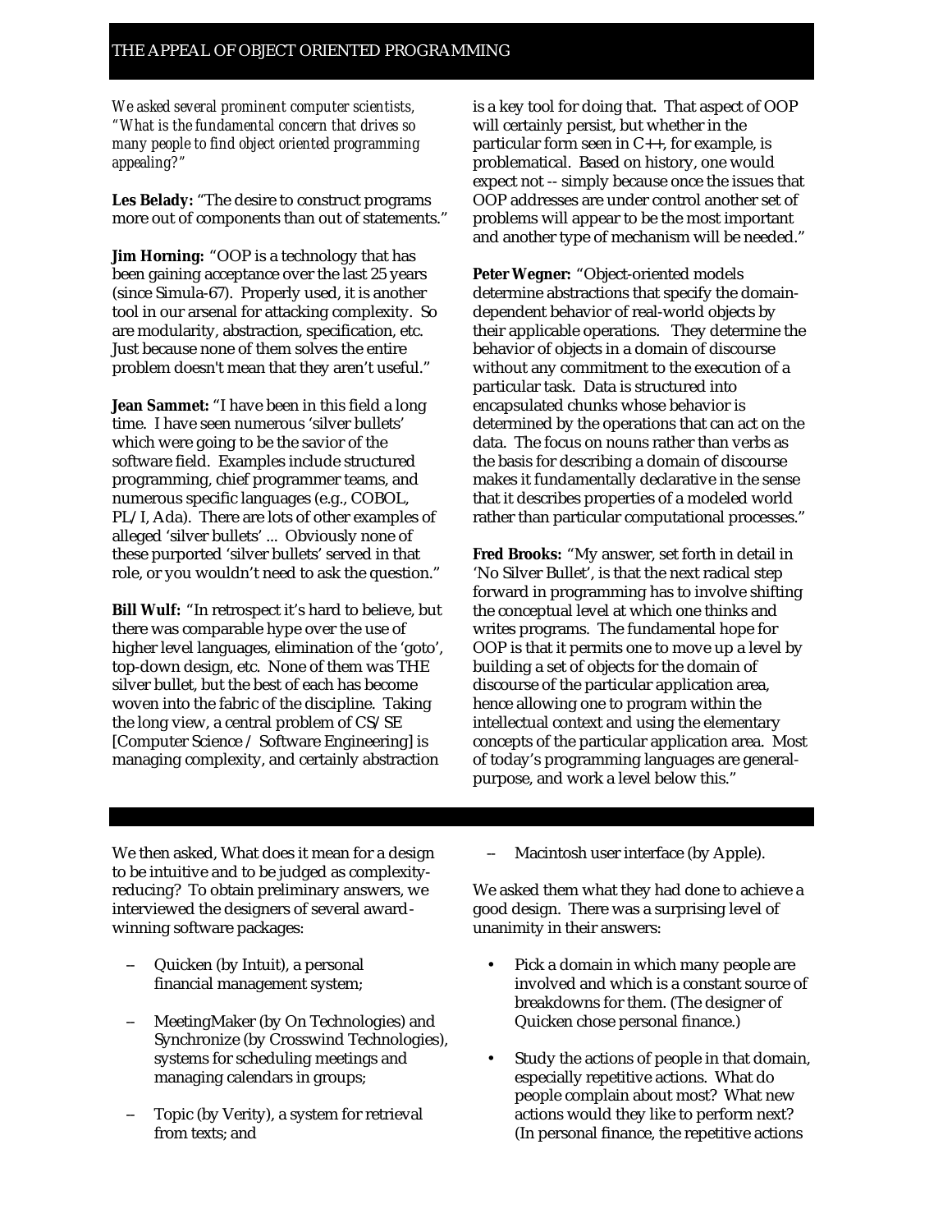## THE APPEAL OF OBJECT ORIENTED PROGRAMMING

*We asked several prominent computer scientists, "What is the fundamental concern that drives so many people to find object oriented programming appealing?"*

**Les Belady:** "The desire to construct programs more out of components than out of statements."

**Jim Horning:** "OOP is a technology that has been gaining acceptance over the last 25 years (since Simula-67). Properly used, it is another tool in our arsenal for attacking complexity. So are modularity, abstraction, specification, etc. Just because none of them solves the entire problem doesn't mean that they aren't useful."

**Jean Sammet:** "I have been in this field a long time. I have seen numerous 'silver bullets' which were going to be the savior of the software field. Examples include structured programming, chief programmer teams, and numerous specific languages (e.g., COBOL, PL/I, Ada). There are lots of other examples of alleged 'silver bullets' ... Obviously none of these purported 'silver bullets' served in that role, or you wouldn't need to ask the question."

**Bill Wulf:** "In retrospect it's hard to believe, but there was comparable hype over the use of higher level languages, elimination of the 'goto', top-down design, etc. None of them was THE silver bullet, but the best of each has become woven into the fabric of the discipline. Taking the long view, a central problem of CS/SE [Computer Science / Software Engineering] is managing complexity, and certainly abstraction is a key tool for doing that. That aspect of OOP will certainly persist, but whether in the particular form seen in C++, for example, is problematical. Based on history, one would expect not -- simply because once the issues that OOP addresses are under control another set of problems will appear to be the most important and another type of mechanism will be needed."

**Peter Wegner:** "Object-oriented models determine abstractions that specify the domain-dependent behavior of real-world objects by their applicable operations. They determine the behavior of objects in a domain of discourse without any commitment to the execution of a particular task. Data is structured into encapsulated chunks whose behavior is determined by the operations that can act on the data. The focus on nouns rather than verbs as the basis for describing a domain of discourse makes it fundamentally declarative in the sense that it describes properties of a modeled world rather than particular computational processes."

**Fred Brooks:** "My answer, set forth in detail in 'No Silver Bullet', is that the next radical step forward in programming has to involve shifting the conceptual level at which one thinks and writes programs. The fundamental hope for OOP is that it permits one to move up a level by building a set of objects for the domain of discourse of the particular application area, hence allowing one to program within the intellectual context and using the elementary concepts of the particular application area. Most of today's programming languages are general-purpose, and work a level below this."

---

We then asked, What does it mean for a design to be intuitive and to be judged as complexity-reducing? To obtain preliminary answers, we interviewed the designers of several award-winning software packages:

- Quicken (by Intuit), a personal financial management system;
- MeetingMaker (by On Technologies) and Synchronize (by Crosswind Technologies), systems for scheduling meetings and managing calendars in groups;
- Topic (by Verity), a system for retrieval from texts; and
- Macintosh user interface (by Apple).

We asked them what they had done to achieve a good design. There was a surprising level of unanimity in their answers:

- Pick a domain in which many people are involved and which is a constant source of breakdowns for them. (The designer of Quicken chose personal finance.)
- Study the actions of people in that domain, especially repetitive actions. What do people complain about most? What new actions would they like to perform next? (In personal finance, the repetitive actions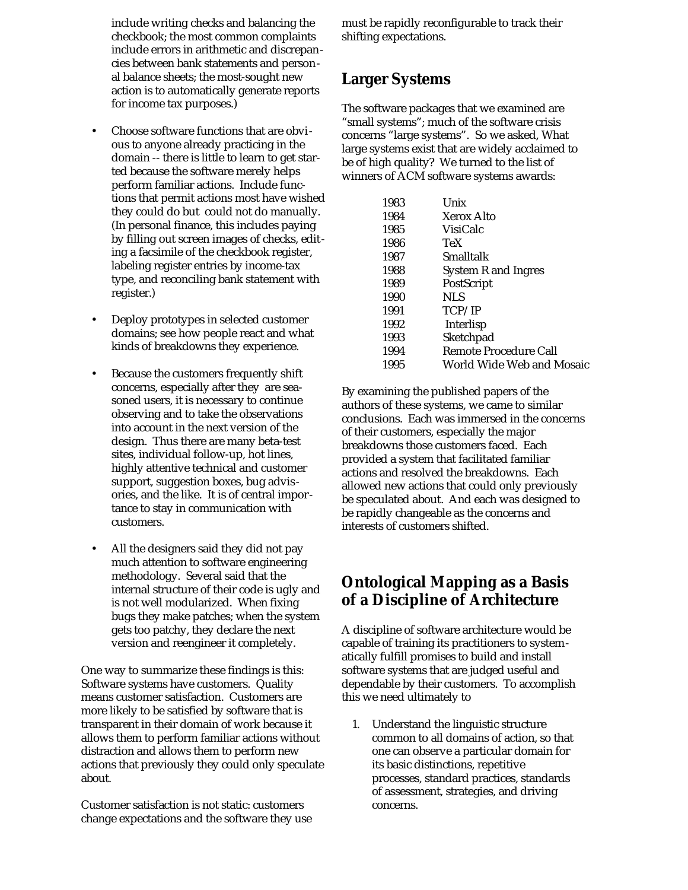include writing checks and balancing the checkbook; the most common complaints include errors in arithmetic and discrepancies between bank statements and personal balance sheets; the most-sought new action is to automatically generate reports for income tax purposes.)

- Choose software functions that are obvious to anyone already practicing in the domain -- there is little to learn to get started because the software merely helps perform familiar actions. Include functions that permit actions most have wished they could do but could not do manually. (In personal finance, this includes paying by filling out screen images of checks, editing a facsimile of the checkbook register, labeling register entries by income-tax type, and reconciling bank statement with register.)

- Deploy prototypes in selected customer domains; see how people react and what kinds of breakdowns they experience.

- Because the customers frequently shift concerns, especially after they are seasoned users, it is necessary to continue observing and to take the observations into account in the next version of the design. Thus there are many beta-test sites, individual follow-up, hot lines, highly attentive technical and customer support, suggestion boxes, bug advisories, and the like. It is of central importance to stay in communication with customers.

- All the designers said they did not pay much attention to software engineering methodology. Several said that the internal structure of their code is ugly and is not well modularized. When fixing bugs they make patches; when the system gets too patchy, they declare the next version and reengineer it completely.

One way to summarize these findings is this: Software systems have customers. Quality means customer satisfaction. Customers are more likely to be satisfied by software that is transparent in their domain of work because it allows them to perform familiar actions without distraction and allows them to perform new actions that previously they could only speculate about.

Customer satisfaction is not static: customers change expectations and the software they use must be rapidly reconfigurable to track their shifting expectations.

## Larger Systems

The software packages that we examined are "small systems"; much of the software crisis concerns "large systems". So we asked, What large systems exist that are widely acclaimed to be of high quality? We turned to the list of winners of ACM software systems awards:

| | |
|---|---|
| 1983 | Unix |
| 1984 | Xerox Alto |
| 1985 | VisiCalc |
| 1986 | TeX |
| 1987 | Smalltalk |
| 1988 | System R and Ingres |
| 1989 | PostScript |
| 1990 | NLS |
| 1991 | TCP/IP |
| 1992 | Interlisp |
| 1993 | Sketchpad |
| 1994 | Remote Procedure Call |
| 1995 | World Wide Web and Mosaic |

By examining the published papers of the authors of these systems, we came to similar conclusions. Each was immersed in the concerns of their customers, especially the major breakdowns those customers faced. Each provided a system that facilitated familiar actions and resolved the breakdowns. Each allowed new actions that could only previously be speculated about. And each was designed to be rapidly changeable as the concerns and interests of customers shifted.

## Ontological Mapping as a Basis of a Discipline of Architecture

A discipline of software architecture would be capable of training its practitioners to systematically fulfill promises to build and install software systems that are judged useful and dependable by their customers. To accomplish this we need ultimately to

1. Understand the linguistic structure common to all domains of action, so that one can observe a particular domain for its basic distinctions, repetitive processes, standard practices, standards of assessment, strategies, and driving concerns.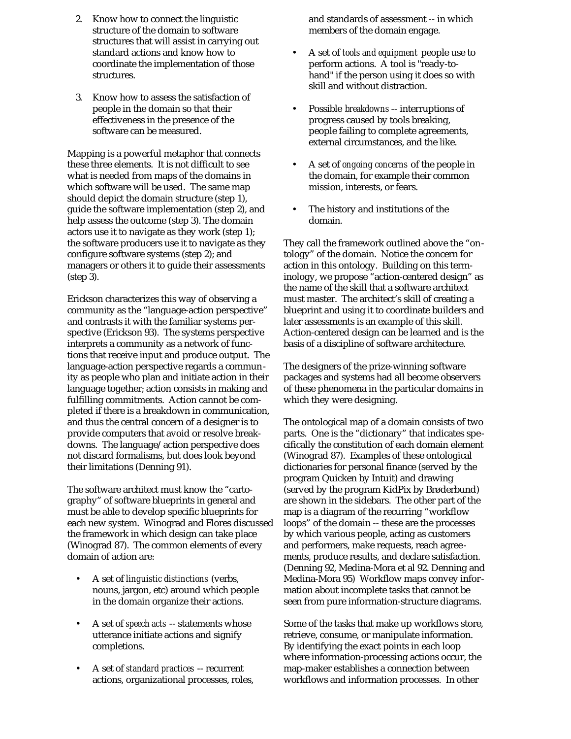2. Know how to connect the linguistic structure of the domain to software structures that will assist in carrying out standard actions and know how to coordinate the implementation of those structures.

3. Know how to assess the satisfaction of people in the domain so that their effectiveness in the presence of the software can be measured.

Mapping is a powerful metaphor that connects these three elements. It is not difficult to see what is needed from maps of the domains in which software will be used. The same map should depict the domain structure (step 1), guide the software implementation (step 2), and help assess the outcome (step 3). The domain actors use it to navigate as they work (step 1); the software producers use it to navigate as they configure software systems (step 2); and managers or others it to guide their assessments (step 3).

Erickson characterizes this way of observing a community as the "language-action perspective" and contrasts it with the familiar systems perspective (Erickson 93). The systems perspective interprets a community as a network of functions that receive input and produce output. The language-action perspective regards a community as people who plan and initiate action in their language together; action consists in making and fulfilling commitments. Action cannot be completed if there is a breakdown in communication, and thus the central concern of a designer is to provide computers that avoid or resolve breakdowns. The language/action perspective does not discard formalisms, but does look beyond their limitations (Denning 91).

The software architect must know the "cartography" of software blueprints in general and must be able to develop specific blueprints for each new system. Winograd and Flores discussed the framework in which design can take place (Winograd 87). The common elements of every domain of action are:

- A set of *linguistic distinctions* (verbs, nouns, jargon, etc) around which people in the domain organize their actions.
- A set of *speech acts* -- statements whose utterance initiate actions and signify completions.
- A set of *standard practices* -- recurrent actions, organizational processes, roles, and standards of assessment -- in which members of the domain engage.
- A set of *tools and equipment* people use to perform actions. A tool is "ready-to-hand" if the person using it does so with skill and without distraction.
- Possible *breakdowns* -- interruptions of progress caused by tools breaking, people failing to complete agreements, external circumstances, and the like.
- A set of *ongoing concerns* of the people in the domain, for example their common mission, interests, or fears.
- The history and institutions of the domain.

They call the framework outlined above the "ontology" of the domain. Notice the concern for action in this ontology. Building on this terminology, we propose "action-centered design" as the name of the skill that a software architect must master. The architect's skill of creating a blueprint and using it to coordinate builders and later assessments is an example of this skill. Action-centered design can be learned and is the basis of a discipline of software architecture.

The designers of the prize-winning software packages and systems had all become observers of these phenomena in the particular domains in which they were designing.

The ontological map of a domain consists of two parts. One is the "dictionary" that indicates specifically the constitution of each domain element (Winograd 87). Examples of these ontological dictionaries for personal finance (served by the program Quicken by Intuit) and drawing (served by the program KidPix by Brøderbund) are shown in the sidebars. The other part of the map is a diagram of the recurring "workflow loops" of the domain -- these are the processes by which various people, acting as customers and performers, make requests, reach agreements, produce results, and declare satisfaction. (Denning 92, Medina-Mora et al 92. Denning and Medina-Mora 95) Workflow maps convey information about incomplete tasks that cannot be seen from pure information-structure diagrams.

Some of the tasks that make up workflows store, retrieve, consume, or manipulate information. By identifying the exact points in each loop where information-processing actions occur, the map-maker establishes a connection between workflows and information processes. In other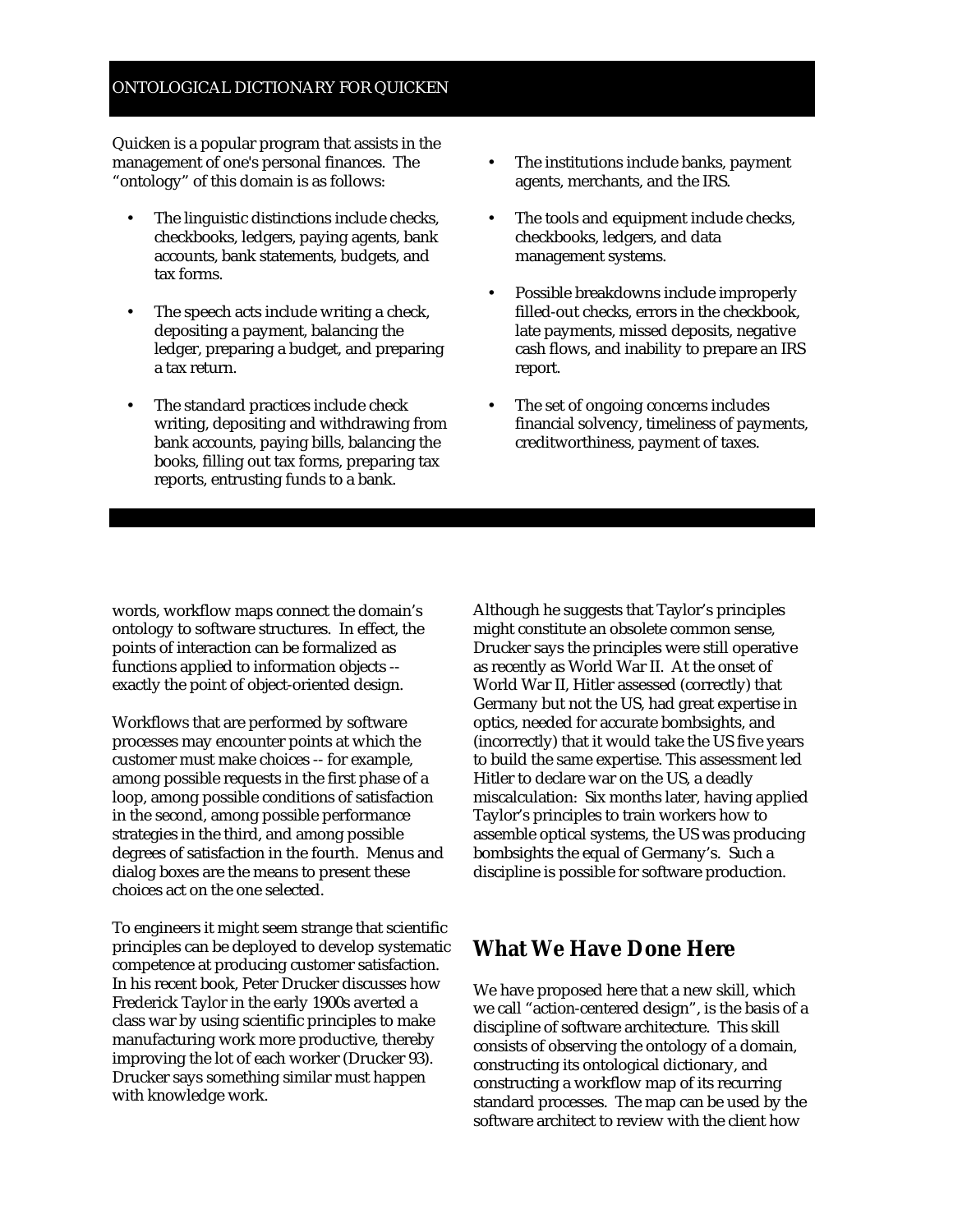## ONTOLOGICAL DICTIONARY FOR QUICKEN

Quicken is a popular program that assists in the management of one's personal finances. The "ontology" of this domain is as follows:

- The linguistic distinctions include checks, checkbooks, ledgers, paying agents, bank accounts, bank statements, budgets, and tax forms.
- The speech acts include writing a check, depositing a payment, balancing the ledger, preparing a budget, and preparing a tax return.
- The standard practices include check writing, depositing and withdrawing from bank accounts, paying bills, balancing the books, filling out tax forms, preparing tax reports, entrusting funds to a bank.
- The institutions include banks, payment agents, merchants, and the IRS.
- The tools and equipment include checks, checkbooks, ledgers, and data management systems.
- Possible breakdowns include improperly filled-out checks, errors in the checkbook, late payments, missed deposits, negative cash flows, and inability to prepare an IRS report.
- The set of ongoing concerns includes financial solvency, timeliness of payments, creditworthiness, payment of taxes.

words, workflow maps connect the domain's ontology to software structures. In effect, the points of interaction can be formalized as functions applied to information objects -- exactly the point of object-oriented design.

Workflows that are performed by software processes may encounter points at which the customer must make choices -- for example, among possible requests in the first phase of a loop, among possible conditions of satisfaction in the second, among possible performance strategies in the third, and among possible degrees of satisfaction in the fourth. Menus and dialog boxes are the means to present these choices act on the one selected.

To engineers it might seem strange that scientific principles can be deployed to develop systematic competence at producing customer satisfaction. In his recent book, Peter Drucker discusses how Frederick Taylor in the early 1900s averted a class war by using scientific principles to make manufacturing work more productive, thereby improving the lot of each worker (Drucker 93). Drucker says something similar must happen with knowledge work.

Although he suggests that Taylor's principles might constitute an obsolete common sense, Drucker says the principles were still operative as recently as World War II. At the onset of World War II, Hitler assessed (correctly) that Germany but not the US, had great expertise in optics, needed for accurate bombsights, and (incorrectly) that it would take the US five years to build the same expertise. This assessment led Hitler to declare war on the US, a deadly miscalculation: Six months later, having applied Taylor's principles to train workers how to assemble optical systems, the US was producing bombsights the equal of Germany's. Such a discipline is possible for software production.

## What We Have Done Here

We have proposed here that a new skill, which we call "action-centered design", is the basis of a discipline of software architecture. This skill consists of observing the ontology of a domain, constructing its ontological dictionary, and constructing a workflow map of its recurring standard processes. The map can be used by the software architect to review with the client how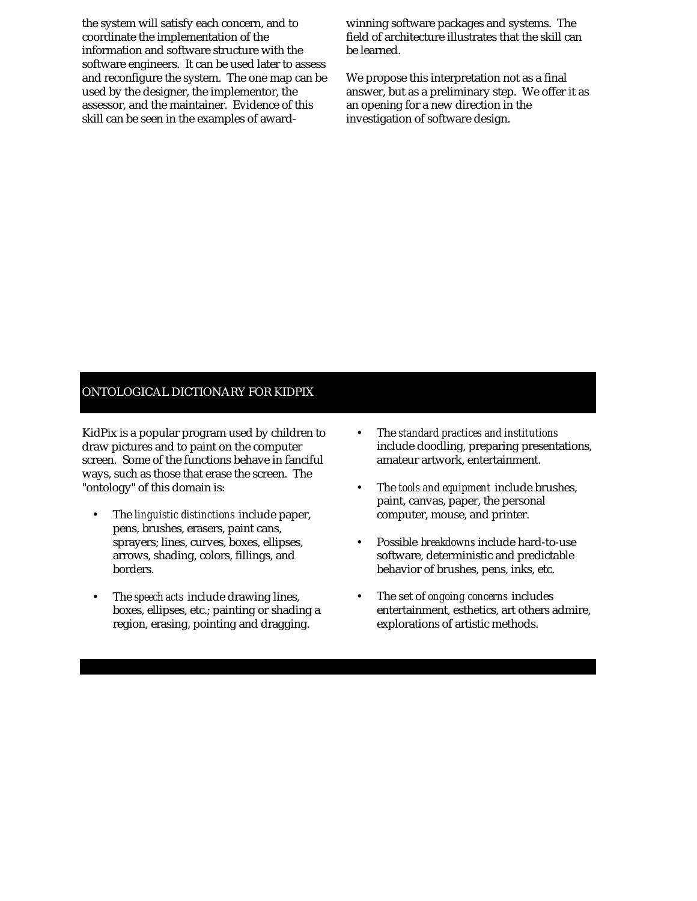the system will satisfy each concern, and to coordinate the implementation of the information and software structure with the software engineers. It can be used later to assess and reconfigure the system. The one map can be used by the designer, the implementor, the assessor, and the maintainer. Evidence of this skill can be seen in the examples of award-winning software packages and systems. The field of architecture illustrates that the skill can be learned.

We propose this interpretation not as a final answer, but as a preliminary step. We offer it as an opening for a new direction in the investigation of software design.

## ONTOLOGICAL DICTIONARY FOR KIDPIX

KidPix is a popular program used by children to draw pictures and to paint on the computer screen. Some of the functions behave in fanciful ways, such as those that erase the screen. The "ontology" of this domain is:

- The *linguistic distinctions* include paper, pens, brushes, erasers, paint cans, sprayers; lines, curves, boxes, ellipses, arrows, shading, colors, fillings, and borders.
- The *speech acts* include drawing lines, boxes, ellipses, etc.; painting or shading a region, erasing, pointing and dragging.
- The *standard practices and institutions* include doodling, preparing presentations, amateur artwork, entertainment.
- The *tools and equipment* include brushes, paint, canvas, paper, the personal computer, mouse, and printer.
- Possible *breakdowns* include hard-to-use software, deterministic and predictable behavior of brushes, pens, inks, etc.
- The set of *ongoing concerns* includes entertainment, esthetics, art others admire, explorations of artistic methods.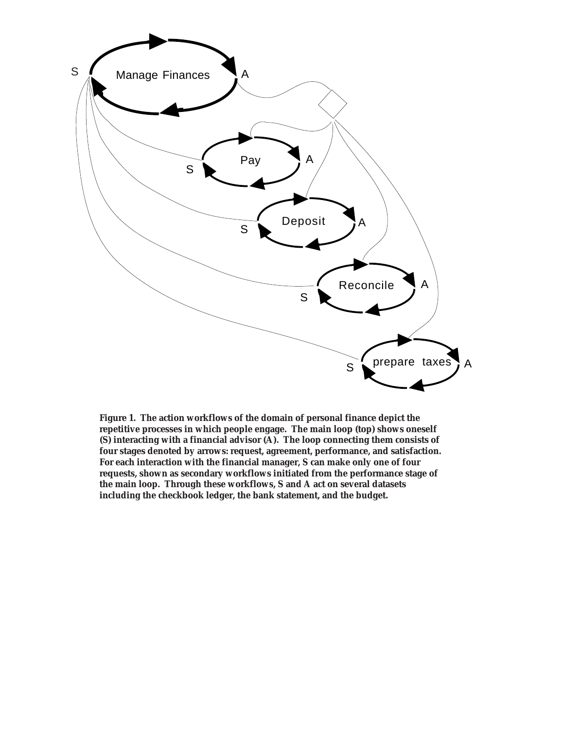**Figure 1. The action workflows of the domain of personal finance depict the repetitive processes in which people engage. The main loop (top) shows oneself (S) interacting with a financial advisor (A). The loop connecting them consists of four stages denoted by arrows: request, agreement, performance, and satisfaction. For each interaction with the financial manager, S can make only one of four requests, shown as secondary workflows initiated from the performance stage of the main loop. Through these workflows, S and A act on several datasets including the checkbook ledger, the bank statement, and the budget.**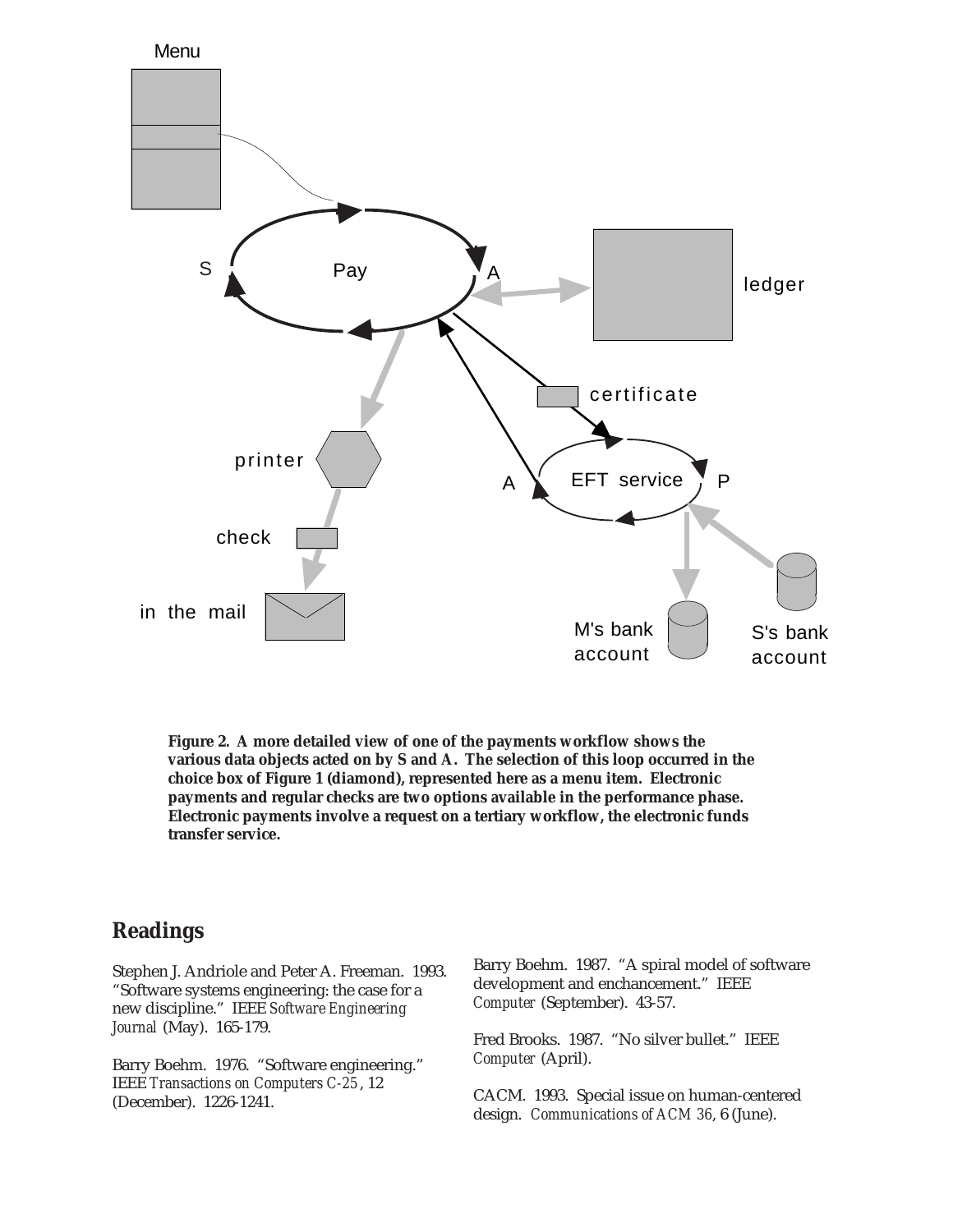**Figure 2. A more detailed view of one of the payments workflow shows the various data objects acted on by S and A. The selection of this loop occurred in the choice box of Figure 1 (diamond), represented here as a menu item. Electronic payments and regular checks are two options available in the performance phase. Electronic payments involve a request on a tertiary workflow, the electronic funds transfer service.**

## Readings

Stephen J. Andriole and Peter A. Freeman. 1993. "Software systems engineering: the case for a new discipline." IEEE *Software Engineering Journal* (May). 165-179.

Barry Boehm. 1976. "Software engineering." IEEE *Transactions on Computers C-25*, 12 (December). 1226-1241.

Barry Boehm. 1987. "A spiral model of software development and enchancement." IEEE *Computer* (September). 43-57.

Fred Brooks. 1987. "No silver bullet." IEEE *Computer* (April).

CACM. 1993. Special issue on human-centered design. *Communications of ACM 36*, 6 (June).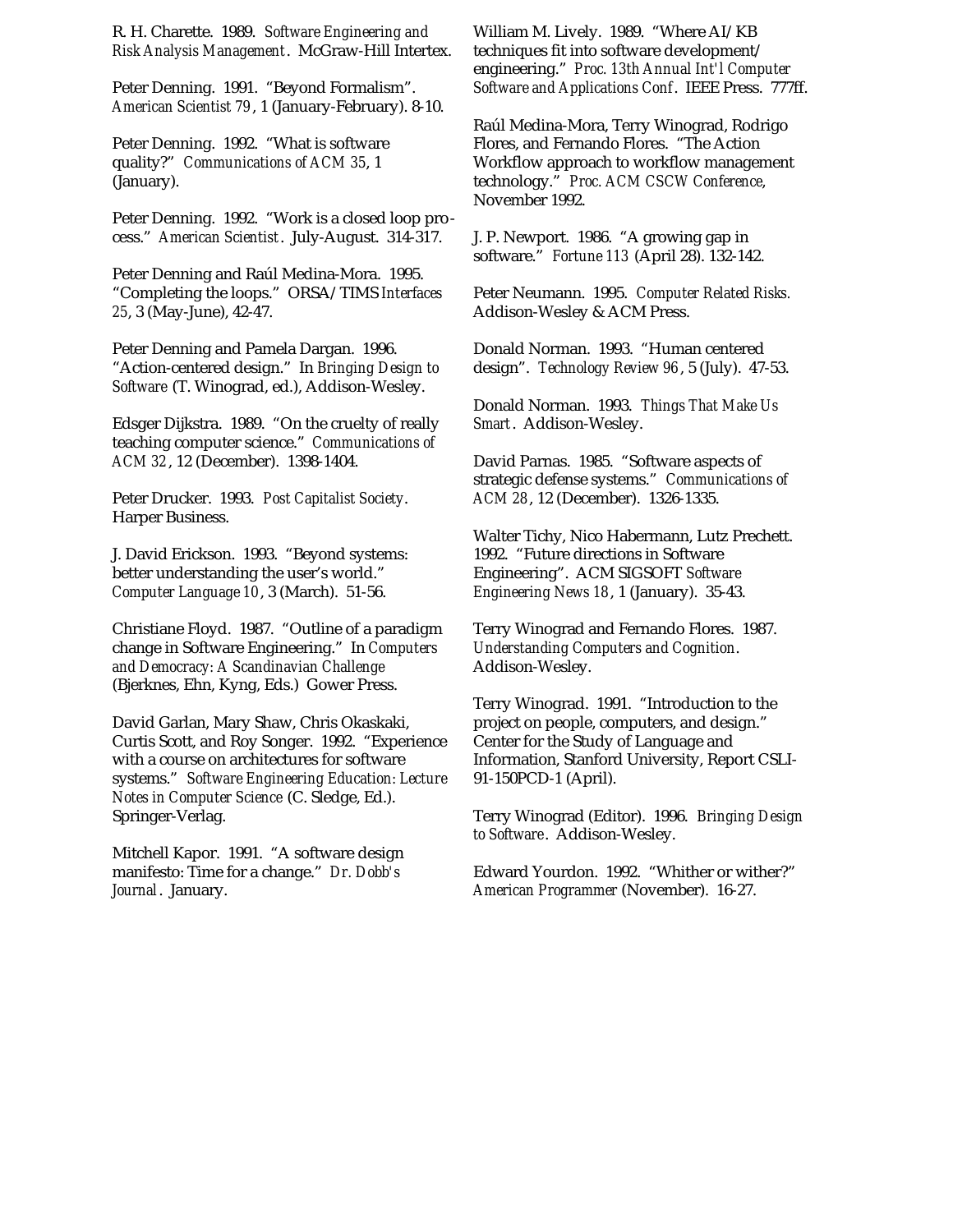R. H. Charette. 1989. *Software Engineering and Risk Analysis Management*. McGraw-Hill Intertex.

Peter Denning. 1991. "Beyond Formalism". *American Scientist 79*, 1 (January-February). 8-10.

Peter Denning. 1992. "What is software quality?" *Communications of ACM 35*, 1 (January).

Peter Denning. 1992. "Work is a closed loop process." *American Scientist*. July-August. 314-317.

Peter Denning and Raúl Medina-Mora. 1995. "Completing the loops." ORSA/TIMS *Interfaces 25*, 3 (May-June), 42-47.

Peter Denning and Pamela Dargan. 1996. "Action-centered design." In *Bringing Design to Software* (T. Winograd, ed.), Addison-Wesley.

Edsger Dijkstra. 1989. "On the cruelty of really teaching computer science." *Communications of ACM 32*, 12 (December). 1398-1404.

Peter Drucker. 1993. *Post Capitalist Society*. Harper Business.

J. David Erickson. 1993. "Beyond systems: better understanding the user's world." *Computer Language 10*, 3 (March). 51-56.

Christiane Floyd. 1987. "Outline of a paradigm change in Software Engineering." In *Computers and Democracy: A Scandinavian Challenge* (Bjerknes, Ehn, Kyng, Eds.) Gower Press.

David Garlan, Mary Shaw, Chris Okaskaki, Curtis Scott, and Roy Songer. 1992. "Experience with a course on architectures for software systems." *Software Engineering Education: Lecture Notes in Computer Science* (C. Sledge, Ed.). Springer-Verlag.

Mitchell Kapor. 1991. "A software design manifesto: Time for a change." *Dr. Dobb's Journal*. January.

William M. Lively. 1989. "Where AI/KB techniques fit into software development/engineering." *Proc. 13th Annual Int'l Computer Software and Applications Conf*. IEEE Press. 777ff.

Raúl Medina-Mora, Terry Winograd, Rodrigo Flores, and Fernando Flores. "The Action Workflow approach to workflow management technology." *Proc. ACM CSCW Conference*, November 1992.

J. P. Newport. 1986. "A growing gap in software." *Fortune 113* (April 28). 132-142.

Peter Neumann. 1995. *Computer Related Risks*. Addison-Wesley & ACM Press.

Donald Norman. 1993. "Human centered design". *Technology Review 96*, 5 (July). 47-53.

Donald Norman. 1993. *Things That Make Us Smart*. Addison-Wesley.

David Parnas. 1985. "Software aspects of strategic defense systems." *Communications of ACM 28*, 12 (December). 1326-1335.

Walter Tichy, Nico Habermann, Lutz Prechett. 1992. "Future directions in Software Engineering". ACM SIGSOFT *Software Engineering News 18*, 1 (January). 35-43.

Terry Winograd and Fernando Flores. 1987. *Understanding Computers and Cognition*. Addison-Wesley.

Terry Winograd. 1991. "Introduction to the project on people, computers, and design." Center for the Study of Language and Information, Stanford University, Report CSLI-91-150PCD-1 (April).

Terry Winograd (Editor). 1996. *Bringing Design to Software*. Addison-Wesley.

Edward Yourdon. 1992. "Whither or wither?" *American Programmer* (November). 16-27.